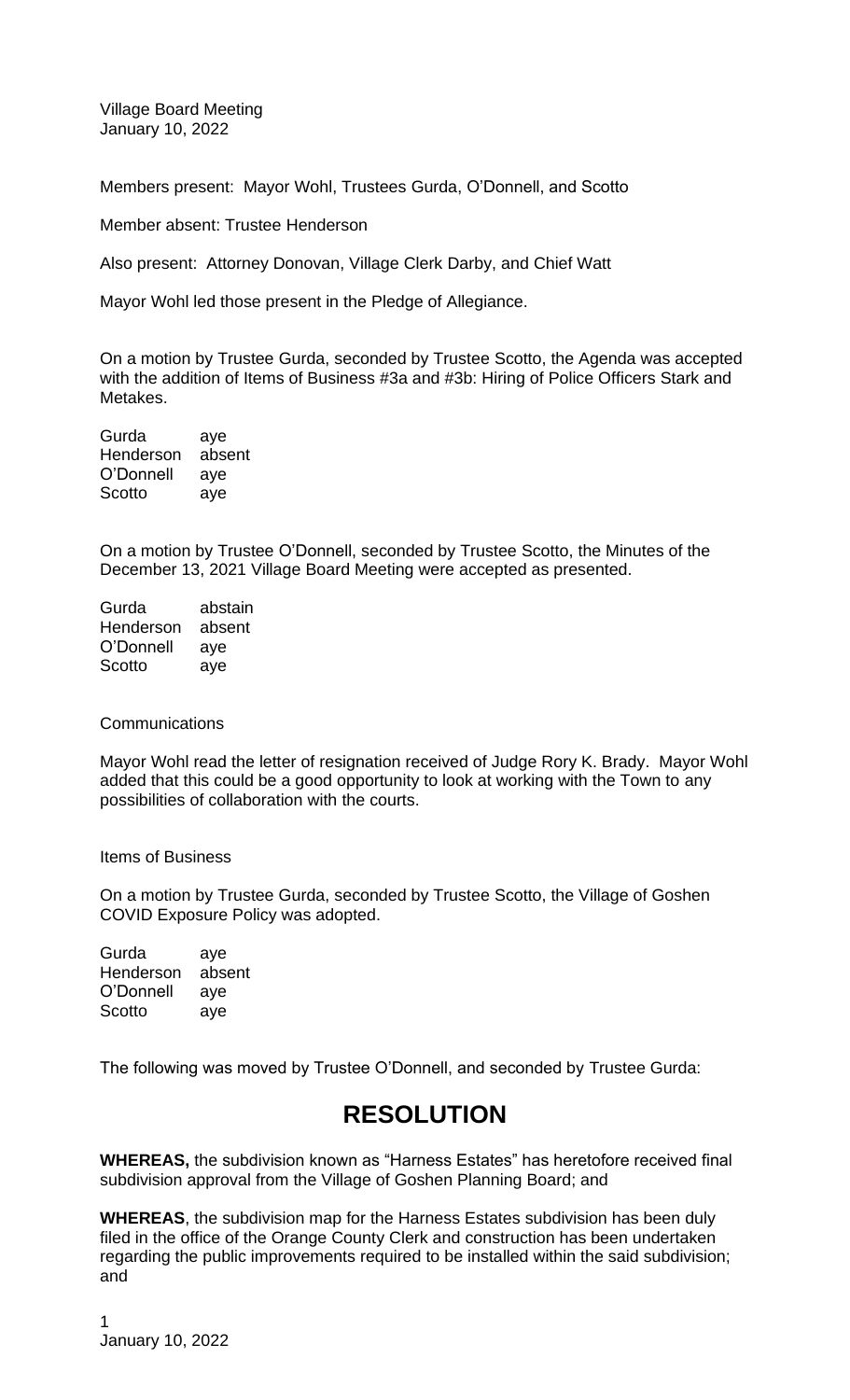Village Board Meeting
January 10, 2022

Members present: Mayor Wohl, Trustees Gurda, O'Donnell, and Scotto

Member absent: Trustee Henderson

Also present: Attorney Donovan, Village Clerk Darby, and Chief Watt

Mayor Wohl led those present in the Pledge of Allegiance.

On a motion by Trustee Gurda, seconded by Trustee Scotto, the Agenda was accepted with the addition of Items of Business #3a and #3b: Hiring of Police Officers Stark and Metakes.

| | |
|---|---|
| Gurda | aye |
| Henderson | absent |
| O'Donnell | aye |
| Scotto | aye |

On a motion by Trustee O'Donnell, seconded by Trustee Scotto, the Minutes of the December 13, 2021 Village Board Meeting were accepted as presented.

| | |
|---|---|
| Gurda | abstain |
| Henderson | absent |
| O'Donnell | aye |
| Scotto | aye |

Communications

Mayor Wohl read the letter of resignation received of Judge Rory K. Brady. Mayor Wohl added that this could be a good opportunity to look at working with the Town to any possibilities of collaboration with the courts.

Items of Business

On a motion by Trustee Gurda, seconded by Trustee Scotto, the Village of Goshen COVID Exposure Policy was adopted.

| | |
|---|---|
| Gurda | aye |
| Henderson | absent |
| O'Donnell | aye |
| Scotto | aye |

The following was moved by Trustee O'Donnell, and seconded by Trustee Gurda:

# RESOLUTION

**WHEREAS,** the subdivision known as "Harness Estates" has heretofore received final subdivision approval from the Village of Goshen Planning Board; and

**WHEREAS**, the subdivision map for the Harness Estates subdivision has been duly filed in the office of the Orange County Clerk and construction has been undertaken regarding the public improvements required to be installed within the said subdivision; and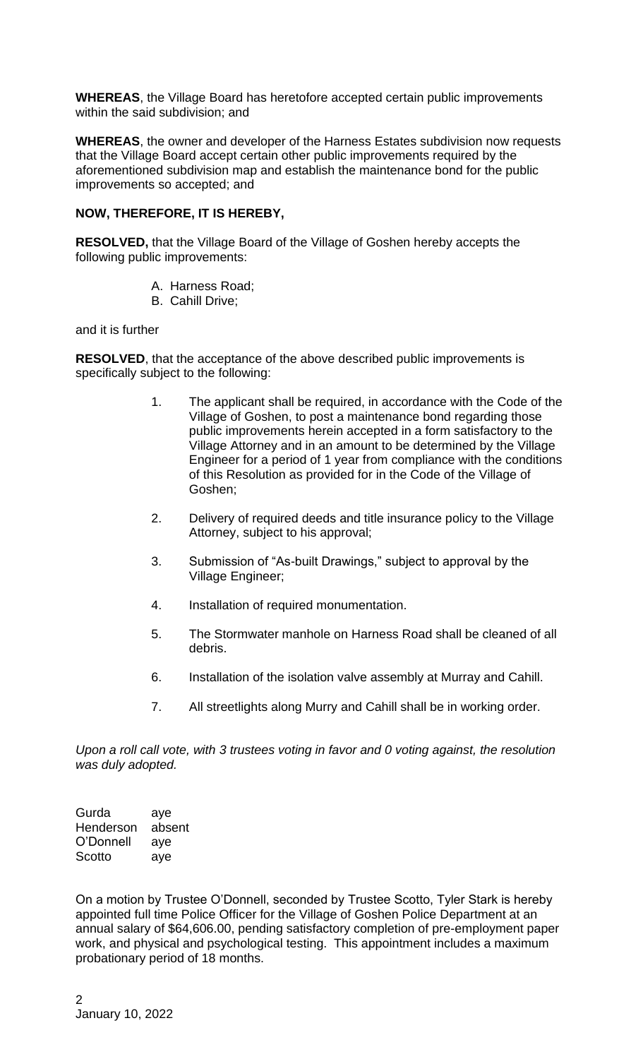**WHEREAS**, the Village Board has heretofore accepted certain public improvements within the said subdivision; and

**WHEREAS**, the owner and developer of the Harness Estates subdivision now requests that the Village Board accept certain other public improvements required by the aforementioned subdivision map and establish the maintenance bond for the public improvements so accepted; and

**NOW, THEREFORE, IT IS HEREBY,**

**RESOLVED,** that the Village Board of the Village of Goshen hereby accepts the following public improvements:

A. Harness Road;
B. Cahill Drive;

and it is further

**RESOLVED**, that the acceptance of the above described public improvements is specifically subject to the following:

1. The applicant shall be required, in accordance with the Code of the Village of Goshen, to post a maintenance bond regarding those public improvements herein accepted in a form satisfactory to the Village Attorney and in an amount to be determined by the Village Engineer for a period of 1 year from compliance with the conditions of this Resolution as provided for in the Code of the Village of Goshen;

2. Delivery of required deeds and title insurance policy to the Village Attorney, subject to his approval;

3. Submission of "As-built Drawings," subject to approval by the Village Engineer;

4. Installation of required monumentation.

5. The Stormwater manhole on Harness Road shall be cleaned of all debris.

6. Installation of the isolation valve assembly at Murray and Cahill.

7. All streetlights along Murry and Cahill shall be in working order.

*Upon a roll call vote, with 3 trustees voting in favor and 0 voting against, the resolution was duly adopted.*

Gurda aye
Henderson absent
O'Donnell aye
Scotto aye

On a motion by Trustee O'Donnell, seconded by Trustee Scotto, Tyler Stark is hereby appointed full time Police Officer for the Village of Goshen Police Department at an annual salary of $64,606.00, pending satisfactory completion of pre-employment paper work, and physical and psychological testing. This appointment includes a maximum probationary period of 18 months.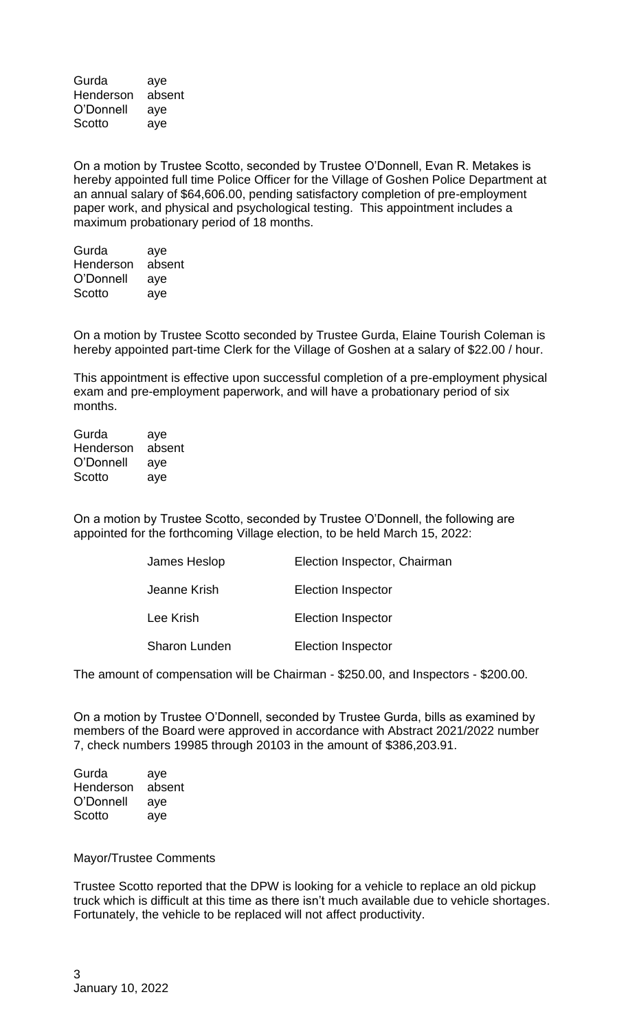| | |
|---|---|
| Gurda | aye |
| Henderson | absent |
| O'Donnell | aye |
| Scotto | aye |

On a motion by Trustee Scotto, seconded by Trustee O'Donnell, Evan R. Metakes is hereby appointed full time Police Officer for the Village of Goshen Police Department at an annual salary of $64,606.00, pending satisfactory completion of pre-employment paper work, and physical and psychological testing. This appointment includes a maximum probationary period of 18 months.

| | |
|---|---|
| Gurda | aye |
| Henderson | absent |
| O'Donnell | aye |
| Scotto | aye |

On a motion by Trustee Scotto seconded by Trustee Gurda, Elaine Tourish Coleman is hereby appointed part-time Clerk for the Village of Goshen at a salary of $22.00 / hour.

This appointment is effective upon successful completion of a pre-employment physical exam and pre-employment paperwork, and will have a probationary period of six months.

| | |
|---|---|
| Gurda | aye |
| Henderson | absent |
| O'Donnell | aye |
| Scotto | aye |

On a motion by Trustee Scotto, seconded by Trustee O'Donnell, the following are appointed for the forthcoming Village election, to be held March 15, 2022:

| | |
|---|---|
| James Heslop | Election Inspector, Chairman |
| Jeanne Krish | Election Inspector |
| Lee Krish | Election Inspector |
| Sharon Lunden | Election Inspector |

The amount of compensation will be Chairman - $250.00, and Inspectors - $200.00.

On a motion by Trustee O'Donnell, seconded by Trustee Gurda, bills as examined by members of the Board were approved in accordance with Abstract 2021/2022 number 7, check numbers 19985 through 20103 in the amount of $386,203.91.

| | |
|---|---|
| Gurda | aye |
| Henderson | absent |
| O'Donnell | aye |
| Scotto | aye |

Mayor/Trustee Comments

Trustee Scotto reported that the DPW is looking for a vehicle to replace an old pickup truck which is difficult at this time as there isn't much available due to vehicle shortages. Fortunately, the vehicle to be replaced will not affect productivity.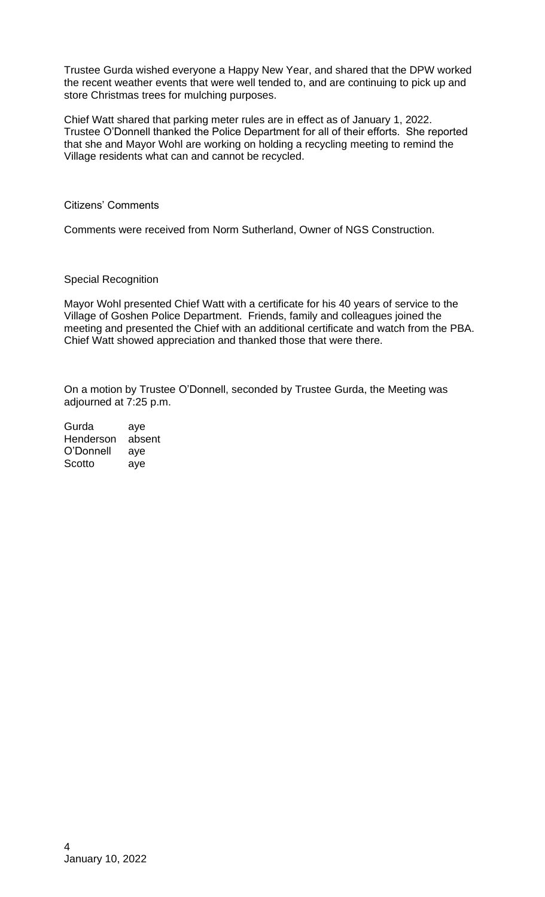Trustee Gurda wished everyone a Happy New Year, and shared that the DPW worked the recent weather events that were well tended to, and are continuing to pick up and store Christmas trees for mulching purposes.

Chief Watt shared that parking meter rules are in effect as of January 1, 2022. Trustee O'Donnell thanked the Police Department for all of their efforts. She reported that she and Mayor Wohl are working on holding a recycling meeting to remind the Village residents what can and cannot be recycled.

Citizens' Comments

Comments were received from Norm Sutherland, Owner of NGS Construction.

Special Recognition

Mayor Wohl presented Chief Watt with a certificate for his 40 years of service to the Village of Goshen Police Department. Friends, family and colleagues joined the meeting and presented the Chief with an additional certificate and watch from the PBA. Chief Watt showed appreciation and thanked those that were there.

On a motion by Trustee O'Donnell, seconded by Trustee Gurda, the Meeting was adjourned at 7:25 p.m.

| | |
|---|---|
| Gurda | aye |
| Henderson | absent |
| O'Donnell | aye |
| Scotto | aye |

January 10, 2022